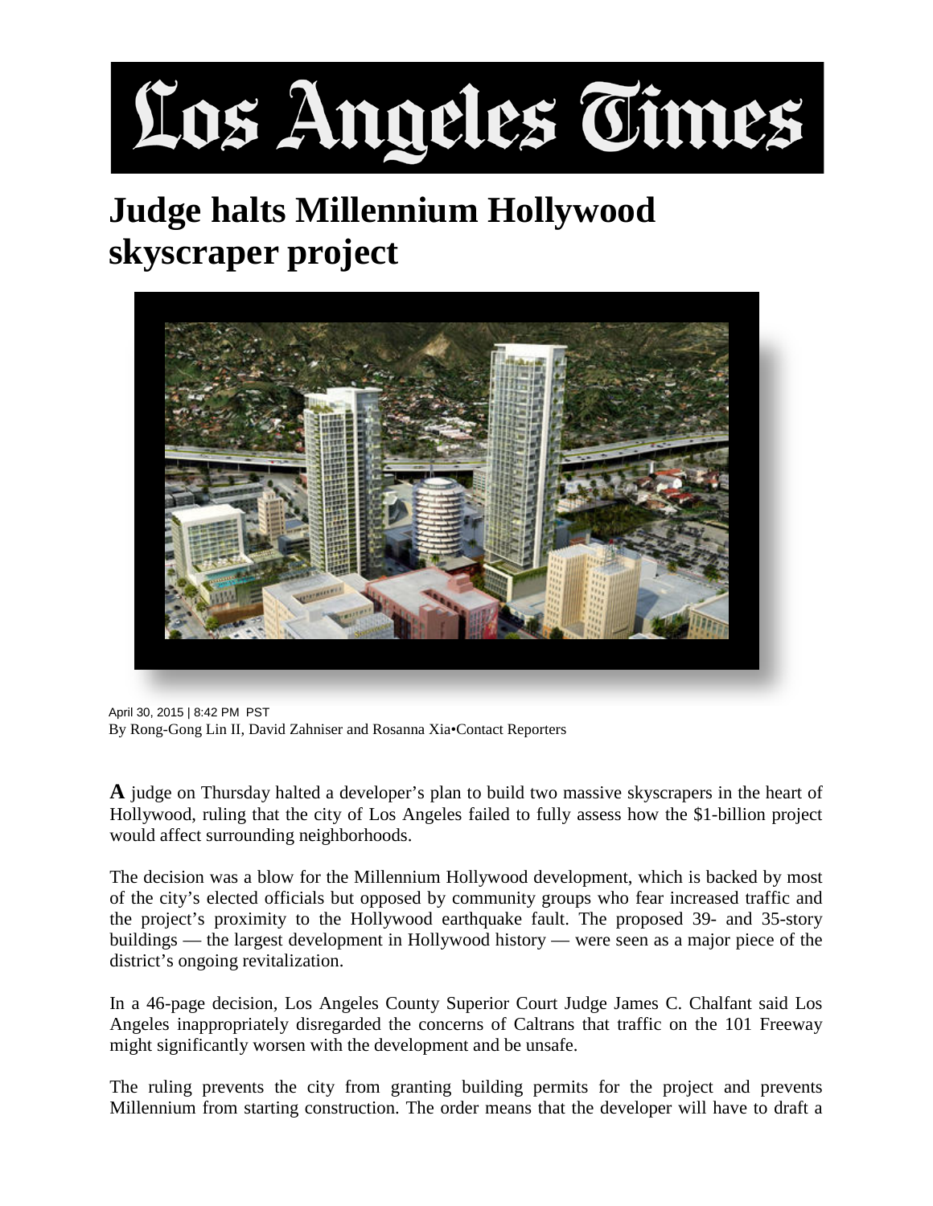# Los Angeles Times

## Judge halts Millennium Hollywood skyscraper project

April 30, 2015 | 8:42 PM PST
By Rong-Gong Lin II, David Zahniser and Rosanna Xia•Contact Reporters

**A** judge on Thursday halted a developer's plan to build two massive skyscrapers in the heart of Hollywood, ruling that the city of Los Angeles failed to fully assess how the $1-billion project would affect surrounding neighborhoods.

The decision was a blow for the Millennium Hollywood development, which is backed by most of the city's elected officials but opposed by community groups who fear increased traffic and the project's proximity to the Hollywood earthquake fault. The proposed 39- and 35-story buildings — the largest development in Hollywood history — were seen as a major piece of the district's ongoing revitalization.

In a 46-page decision, Los Angeles County Superior Court Judge James C. Chalfant said Los Angeles inappropriately disregarded the concerns of Caltrans that traffic on the 101 Freeway might significantly worsen with the development and be unsafe.

The ruling prevents the city from granting building permits for the project and prevents Millennium from starting construction. The order means that the developer will have to draft a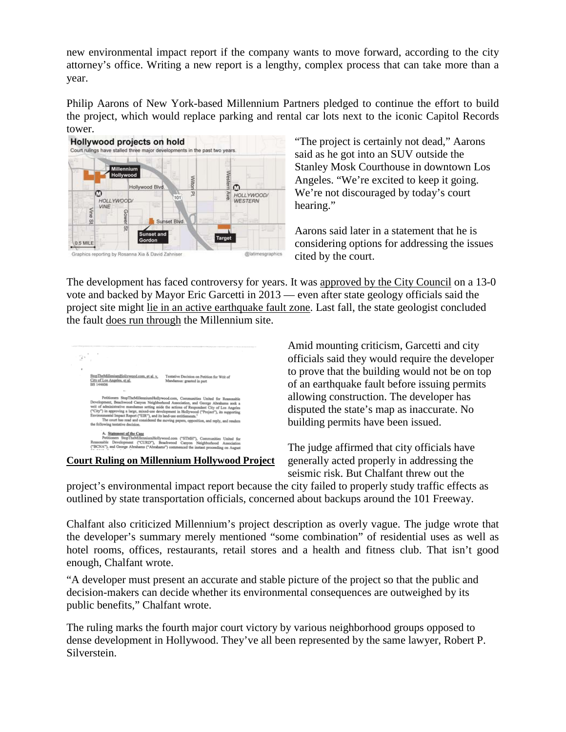new environmental impact report if the company wants to move forward, according to the city attorney's office. Writing a new report is a lengthy, complex process that can take more than a year.

Philip Aarons of New York-based Millennium Partners pledged to continue the effort to build the project, which would replace parking and rental car lots next to the iconic Capitol Records tower.

"The project is certainly not dead," Aarons said as he got into an SUV outside the Stanley Mosk Courthouse in downtown Los Angeles. "We're excited to keep it going. We're not discouraged by today's court hearing."

Aarons said later in a statement that he is considering options for addressing the issues cited by the court.

The development has faced controversy for years. It was approved by the City Council on a 13-0 vote and backed by Mayor Eric Garcetti in 2013 — even after state geology officials said the project site might lie in an active earthquake fault zone. Last fall, the state geologist concluded the fault does run through the Millennium site.

**Court Ruling on Millennium Hollywood Project**

Amid mounting criticism, Garcetti and city officials said they would require the developer to prove that the building would not be on top of an earthquake fault before issuing permits allowing construction. The developer has disputed the state's map as inaccurate. No building permits have been issued.

The judge affirmed that city officials have generally acted properly in addressing the seismic risk. But Chalfant threw out the project's environmental impact report because the city failed to properly study traffic effects as outlined by state transportation officials, concerned about backups around the 101 Freeway.

Chalfant also criticized Millennium's project description as overly vague. The judge wrote that the developer's summary merely mentioned "some combination" of residential uses as well as hotel rooms, offices, restaurants, retail stores and a health and fitness club. That isn't good enough, Chalfant wrote.

"A developer must present an accurate and stable picture of the project so that the public and decision-makers can decide whether its environmental consequences are outweighed by its public benefits," Chalfant wrote.

The ruling marks the fourth major court victory by various neighborhood groups opposed to dense development in Hollywood. They've all been represented by the same lawyer, Robert P. Silverstein.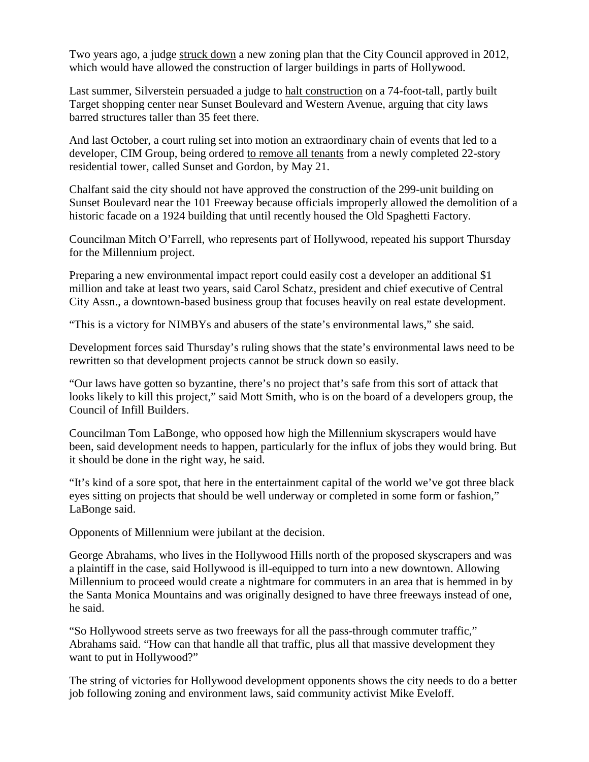Two years ago, a judge struck down a new zoning plan that the City Council approved in 2012, which would have allowed the construction of larger buildings in parts of Hollywood.

Last summer, Silverstein persuaded a judge to halt construction on a 74-foot-tall, partly built Target shopping center near Sunset Boulevard and Western Avenue, arguing that city laws barred structures taller than 35 feet there.

And last October, a court ruling set into motion an extraordinary chain of events that led to a developer, CIM Group, being ordered to remove all tenants from a newly completed 22-story residential tower, called Sunset and Gordon, by May 21.

Chalfant said the city should not have approved the construction of the 299-unit building on Sunset Boulevard near the 101 Freeway because officials improperly allowed the demolition of a historic facade on a 1924 building that until recently housed the Old Spaghetti Factory.

Councilman Mitch O'Farrell, who represents part of Hollywood, repeated his support Thursday for the Millennium project.

Preparing a new environmental impact report could easily cost a developer an additional $1 million and take at least two years, said Carol Schatz, president and chief executive of Central City Assn., a downtown-based business group that focuses heavily on real estate development.

"This is a victory for NIMBYs and abusers of the state's environmental laws," she said.

Development forces said Thursday's ruling shows that the state's environmental laws need to be rewritten so that development projects cannot be struck down so easily.

"Our laws have gotten so byzantine, there's no project that's safe from this sort of attack that looks likely to kill this project," said Mott Smith, who is on the board of a developers group, the Council of Infill Builders.

Councilman Tom LaBonge, who opposed how high the Millennium skyscrapers would have been, said development needs to happen, particularly for the influx of jobs they would bring. But it should be done in the right way, he said.

"It's kind of a sore spot, that here in the entertainment capital of the world we've got three black eyes sitting on projects that should be well underway or completed in some form or fashion," LaBonge said.

Opponents of Millennium were jubilant at the decision.

George Abrahams, who lives in the Hollywood Hills north of the proposed skyscrapers and was a plaintiff in the case, said Hollywood is ill-equipped to turn into a new downtown. Allowing Millennium to proceed would create a nightmare for commuters in an area that is hemmed in by the Santa Monica Mountains and was originally designed to have three freeways instead of one, he said.

"So Hollywood streets serve as two freeways for all the pass-through commuter traffic," Abrahams said. "How can that handle all that traffic, plus all that massive development they want to put in Hollywood?"

The string of victories for Hollywood development opponents shows the city needs to do a better job following zoning and environment laws, said community activist Mike Eveloff.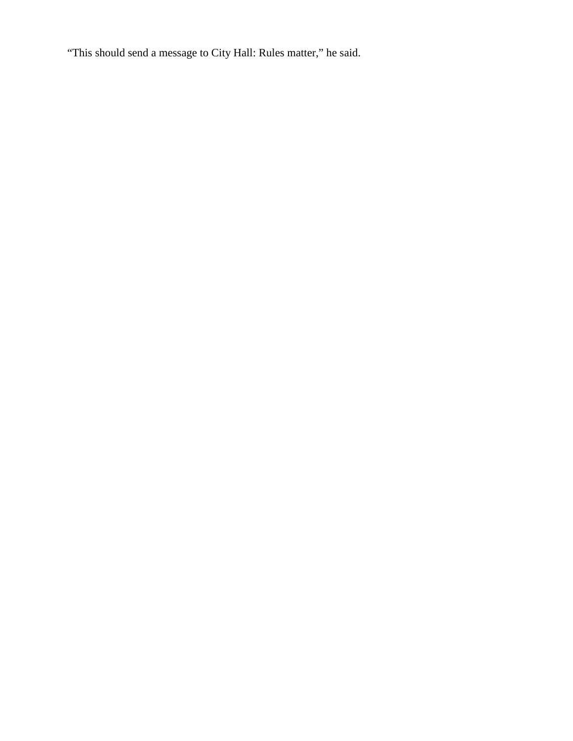“This should send a message to City Hall: Rules matter,” he said.